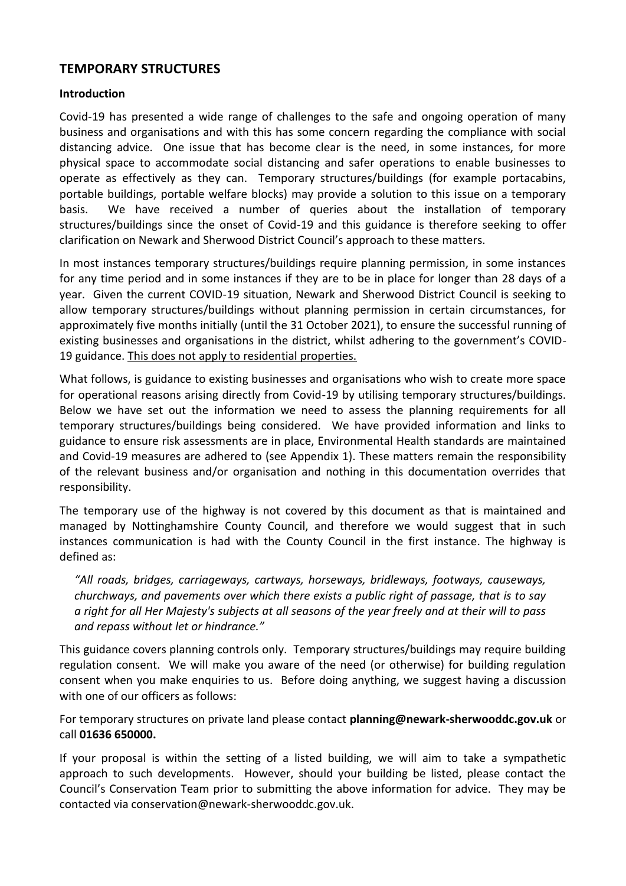## TEMPORARY STRUCTURES

### Introduction

Covid-19 has presented a wide range of challenges to the safe and ongoing operation of many business and organisations and with this has some concern regarding the compliance with social distancing advice. One issue that has become clear is the need, in some instances, for more physical space to accommodate social distancing and safer operations to enable businesses to operate as effectively as they can. Temporary structures/buildings (for example portacabins, portable buildings, portable welfare blocks) may provide a solution to this issue on a temporary basis. We have received a number of queries about the installation of temporary structures/buildings since the onset of Covid-19 and this guidance is therefore seeking to offer clarification on Newark and Sherwood District Council's approach to these matters.

In most instances temporary structures/buildings require planning permission, in some instances for any time period and in some instances if they are to be in place for longer than 28 days of a year. Given the current COVID-19 situation, Newark and Sherwood District Council is seeking to allow temporary structures/buildings without planning permission in certain circumstances, for approximately five months initially (until the 31 October 2021), to ensure the successful running of existing businesses and organisations in the district, whilst adhering to the government's COVID-19 guidance. <u>This does not apply to residential properties.</u>

What follows, is guidance to existing businesses and organisations who wish to create more space for operational reasons arising directly from Covid-19 by utilising temporary structures/buildings. Below we have set out the information we need to assess the planning requirements for all temporary structures/buildings being considered. We have provided information and links to guidance to ensure risk assessments are in place, Environmental Health standards are maintained and Covid-19 measures are adhered to (see Appendix 1). These matters remain the responsibility of the relevant business and/or organisation and nothing in this documentation overrides that responsibility.

The temporary use of the highway is not covered by this document as that is maintained and managed by Nottinghamshire County Council, and therefore we would suggest that in such instances communication is had with the County Council in the first instance. The highway is defined as:

> *"All roads, bridges, carriageways, cartways, horseways, bridleways, footways, causeways, churchways, and pavements over which there exists a public right of passage, that is to say a right for all Her Majesty's subjects at all seasons of the year freely and at their will to pass and repass without let or hindrance."*

This guidance covers planning controls only. Temporary structures/buildings may require building regulation consent. We will make you aware of the need (or otherwise) for building regulation consent when you make enquiries to us. Before doing anything, we suggest having a discussion with one of our officers as follows:

For temporary structures on private land please contact **planning@newark-sherwooddc.gov.uk** or call **01636 650000.**

If your proposal is within the setting of a listed building, we will aim to take a sympathetic approach to such developments. However, should your building be listed, please contact the Council's Conservation Team prior to submitting the above information for advice. They may be contacted via conservation@newark-sherwooddc.gov.uk.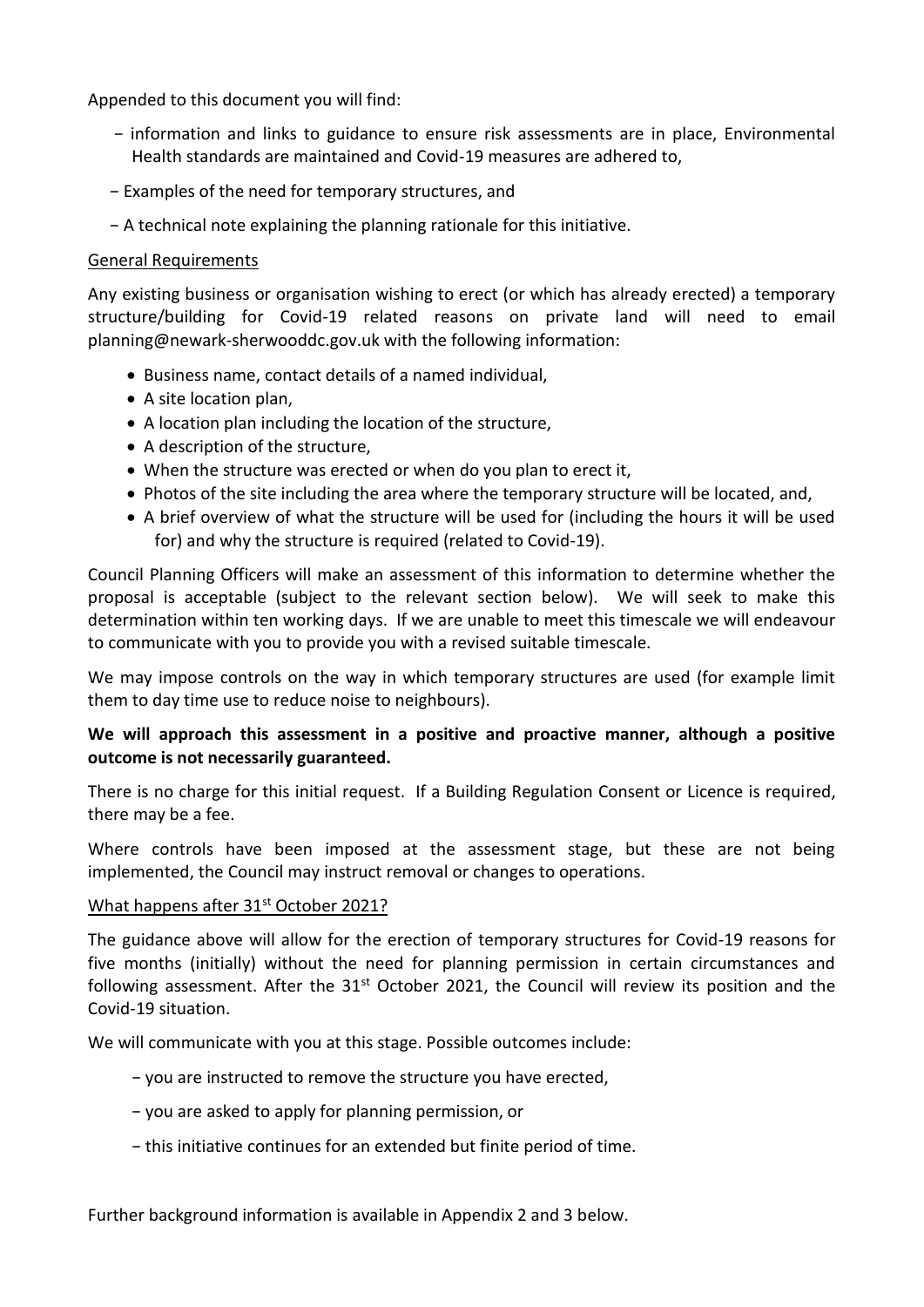Appended to this document you will find:

- information and links to guidance to ensure risk assessments are in place, Environmental Health standards are maintained and Covid-19 measures are adhered to,
- Examples of the need for temporary structures, and
- A technical note explaining the planning rationale for this initiative.

## General Requirements

Any existing business or organisation wishing to erect (or which has already erected) a temporary structure/building for Covid-19 related reasons on private land will need to email planning@newark-sherwooddc.gov.uk with the following information:

- Business name, contact details of a named individual,
- A site location plan,
- A location plan including the location of the structure,
- A description of the structure,
- When the structure was erected or when do you plan to erect it,
- Photos of the site including the area where the temporary structure will be located, and,
- A brief overview of what the structure will be used for (including the hours it will be used for) and why the structure is required (related to Covid-19).

Council Planning Officers will make an assessment of this information to determine whether the proposal is acceptable (subject to the relevant section below). We will seek to make this determination within ten working days. If we are unable to meet this timescale we will endeavour to communicate with you to provide you with a revised suitable timescale.

We may impose controls on the way in which temporary structures are used (for example limit them to day time use to reduce noise to neighbours).

**We will approach this assessment in a positive and proactive manner, although a positive outcome is not necessarily guaranteed.**

There is no charge for this initial request. If a Building Regulation Consent or Licence is required, there may be a fee.

Where controls have been imposed at the assessment stage, but these are not being implemented, the Council may instruct removal or changes to operations.

## What happens after 31st October 2021?

The guidance above will allow for the erection of temporary structures for Covid-19 reasons for five months (initially) without the need for planning permission in certain circumstances and following assessment. After the 31st October 2021, the Council will review its position and the Covid-19 situation.

We will communicate with you at this stage. Possible outcomes include:

- you are instructed to remove the structure you have erected,
- you are asked to apply for planning permission, or
- this initiative continues for an extended but finite period of time.

Further background information is available in Appendix 2 and 3 below.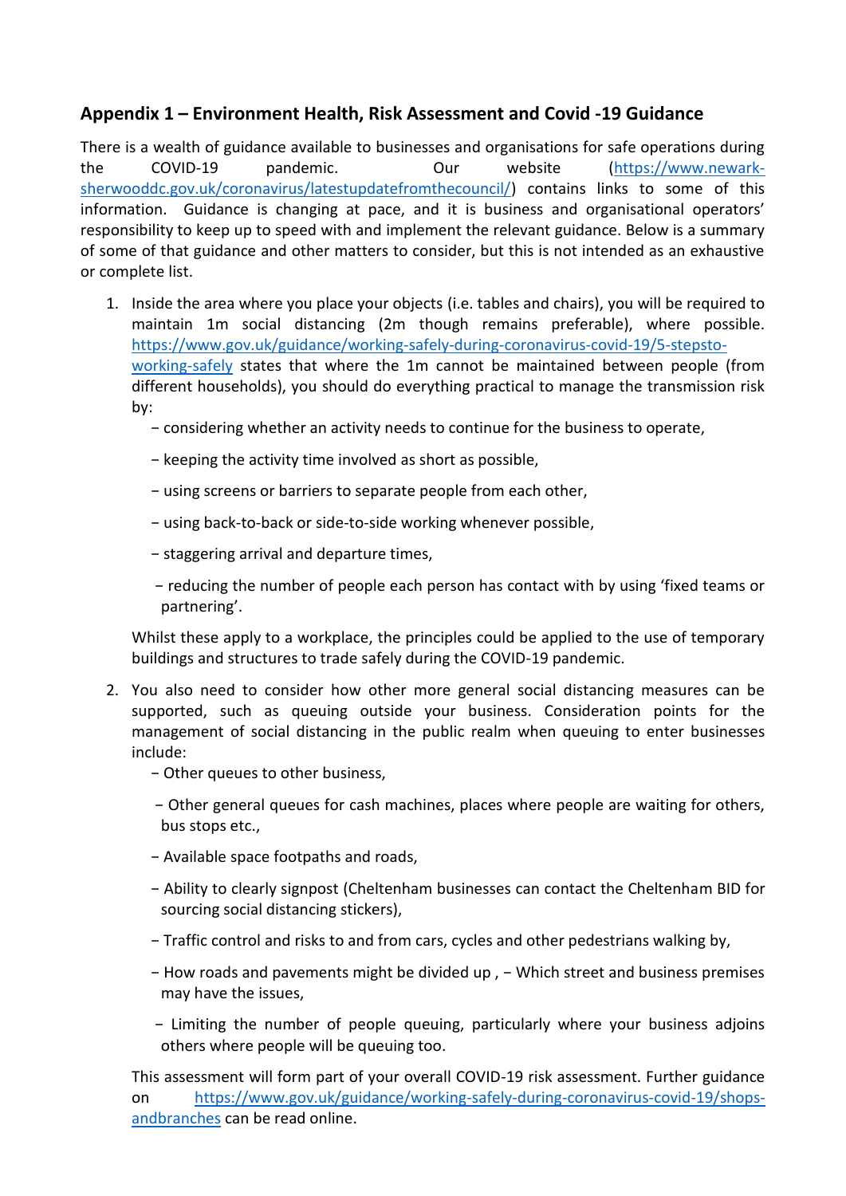## Appendix 1 – Environment Health, Risk Assessment and Covid -19 Guidance

There is a wealth of guidance available to businesses and organisations for safe operations during the COVID-19 pandemic. Our website (https://www.newark-sherwooddc.gov.uk/coronavirus/latestupdatefromthecouncil/) contains links to some of this information. Guidance is changing at pace, and it is business and organisational operators' responsibility to keep up to speed with and implement the relevant guidance. Below is a summary of some of that guidance and other matters to consider, but this is not intended as an exhaustive or complete list.

1. Inside the area where you place your objects (i.e. tables and chairs), you will be required to maintain 1m social distancing (2m though remains preferable), where possible. https://www.gov.uk/guidance/working-safely-during-coronavirus-covid-19/5-stepsto-working-safely states that where the 1m cannot be maintained between people (from different households), you should do everything practical to manage the transmission risk by:
   - considering whether an activity needs to continue for the business to operate,
   - keeping the activity time involved as short as possible,
   - using screens or barriers to separate people from each other,
   - using back-to-back or side-to-side working whenever possible,
   - staggering arrival and departure times,
   - reducing the number of people each person has contact with by using 'fixed teams or partnering'.

   Whilst these apply to a workplace, the principles could be applied to the use of temporary buildings and structures to trade safely during the COVID-19 pandemic.

2. You also need to consider how other more general social distancing measures can be supported, such as queuing outside your business. Consideration points for the management of social distancing in the public realm when queuing to enter businesses include:
   - Other queues to other business,
   - Other general queues for cash machines, places where people are waiting for others, bus stops etc.,
   - Available space footpaths and roads,
   - Ability to clearly signpost (Cheltenham businesses can contact the Cheltenham BID for sourcing social distancing stickers),
   - Traffic control and risks to and from cars, cycles and other pedestrians walking by,
   - How roads and pavements might be divided up , − Which street and business premises may have the issues,
   - Limiting the number of people queuing, particularly where your business adjoins others where people will be queuing too.

   This assessment will form part of your overall COVID-19 risk assessment. Further guidance on https://www.gov.uk/guidance/working-safely-during-coronavirus-covid-19/shops-andbranches can be read online.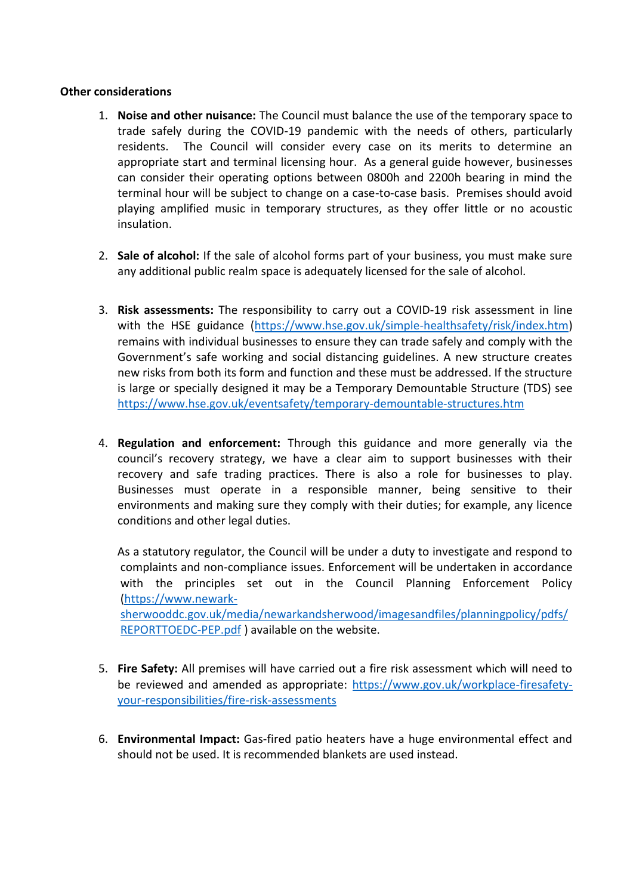**Other considerations**

1. **Noise and other nuisance:** The Council must balance the use of the temporary space to trade safely during the COVID-19 pandemic with the needs of others, particularly residents. The Council will consider every case on its merits to determine an appropriate start and terminal licensing hour. As a general guide however, businesses can consider their operating options between 0800h and 2200h bearing in mind the terminal hour will be subject to change on a case-to-case basis. Premises should avoid playing amplified music in temporary structures, as they offer little or no acoustic insulation.

2. **Sale of alcohol:** If the sale of alcohol forms part of your business, you must make sure any additional public realm space is adequately licensed for the sale of alcohol.

3. **Risk assessments:** The responsibility to carry out a COVID-19 risk assessment in line with the HSE guidance (https://www.hse.gov.uk/simple-healthsafety/risk/index.htm) remains with individual businesses to ensure they can trade safely and comply with the Government's safe working and social distancing guidelines. A new structure creates new risks from both its form and function and these must be addressed. If the structure is large or specially designed it may be a Temporary Demountable Structure (TDS) see https://www.hse.gov.uk/eventsafety/temporary-demountable-structures.htm

4. **Regulation and enforcement:** Through this guidance and more generally via the council's recovery strategy, we have a clear aim to support businesses with their recovery and safe trading practices. There is also a role for businesses to play. Businesses must operate in a responsible manner, being sensitive to their environments and making sure they comply with their duties; for example, any licence conditions and other legal duties.

   As a statutory regulator, the Council will be under a duty to investigate and respond to complaints and non-compliance issues. Enforcement will be undertaken in accordance with the principles set out in the Council Planning Enforcement Policy (https://www.newark-sherwooddc.gov.uk/media/newarkandsherwood/imagesandfiles/planningpolicy/pdfs/REPORTTOEDC-PEP.pdf ) available on the website.

5. **Fire Safety:** All premises will have carried out a fire risk assessment which will need to be reviewed and amended as appropriate: https://www.gov.uk/workplace-firesafety-your-responsibilities/fire-risk-assessments

6. **Environmental Impact:** Gas-fired patio heaters have a huge environmental effect and should not be used. It is recommended blankets are used instead.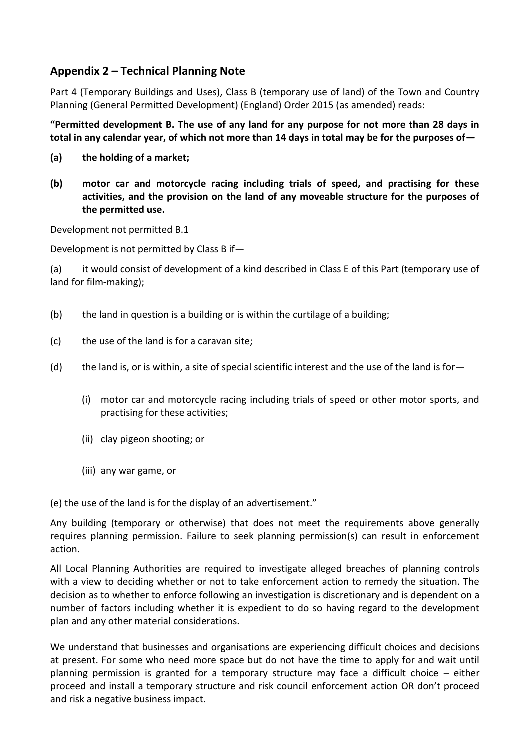## Appendix 2 – Technical Planning Note

Part 4 (Temporary Buildings and Uses), Class B (temporary use of land) of the Town and Country Planning (General Permitted Development) (England) Order 2015 (as amended) reads:

**"Permitted development B. The use of any land for any purpose for not more than 28 days in total in any calendar year, of which not more than 14 days in total may be for the purposes of—**

**(a) the holding of a market;**

**(b) motor car and motorcycle racing including trials of speed, and practising for these activities, and the provision on the land of any moveable structure for the purposes of the permitted use.**

Development not permitted B.1

Development is not permitted by Class B if—

(a) it would consist of development of a kind described in Class E of this Part (temporary use of land for film-making);

(b) the land in question is a building or is within the curtilage of a building;

(c) the use of the land is for a caravan site;

(d) the land is, or is within, a site of special scientific interest and the use of the land is for—

- (i) motor car and motorcycle racing including trials of speed or other motor sports, and practising for these activities;
- (ii) clay pigeon shooting; or
- (iii) any war game, or

(e) the use of the land is for the display of an advertisement."

Any building (temporary or otherwise) that does not meet the requirements above generally requires planning permission. Failure to seek planning permission(s) can result in enforcement action.

All Local Planning Authorities are required to investigate alleged breaches of planning controls with a view to deciding whether or not to take enforcement action to remedy the situation. The decision as to whether to enforce following an investigation is discretionary and is dependent on a number of factors including whether it is expedient to do so having regard to the development plan and any other material considerations.

We understand that businesses and organisations are experiencing difficult choices and decisions at present. For some who need more space but do not have the time to apply for and wait until planning permission is granted for a temporary structure may face a difficult choice – either proceed and install a temporary structure and risk council enforcement action OR don't proceed and risk a negative business impact.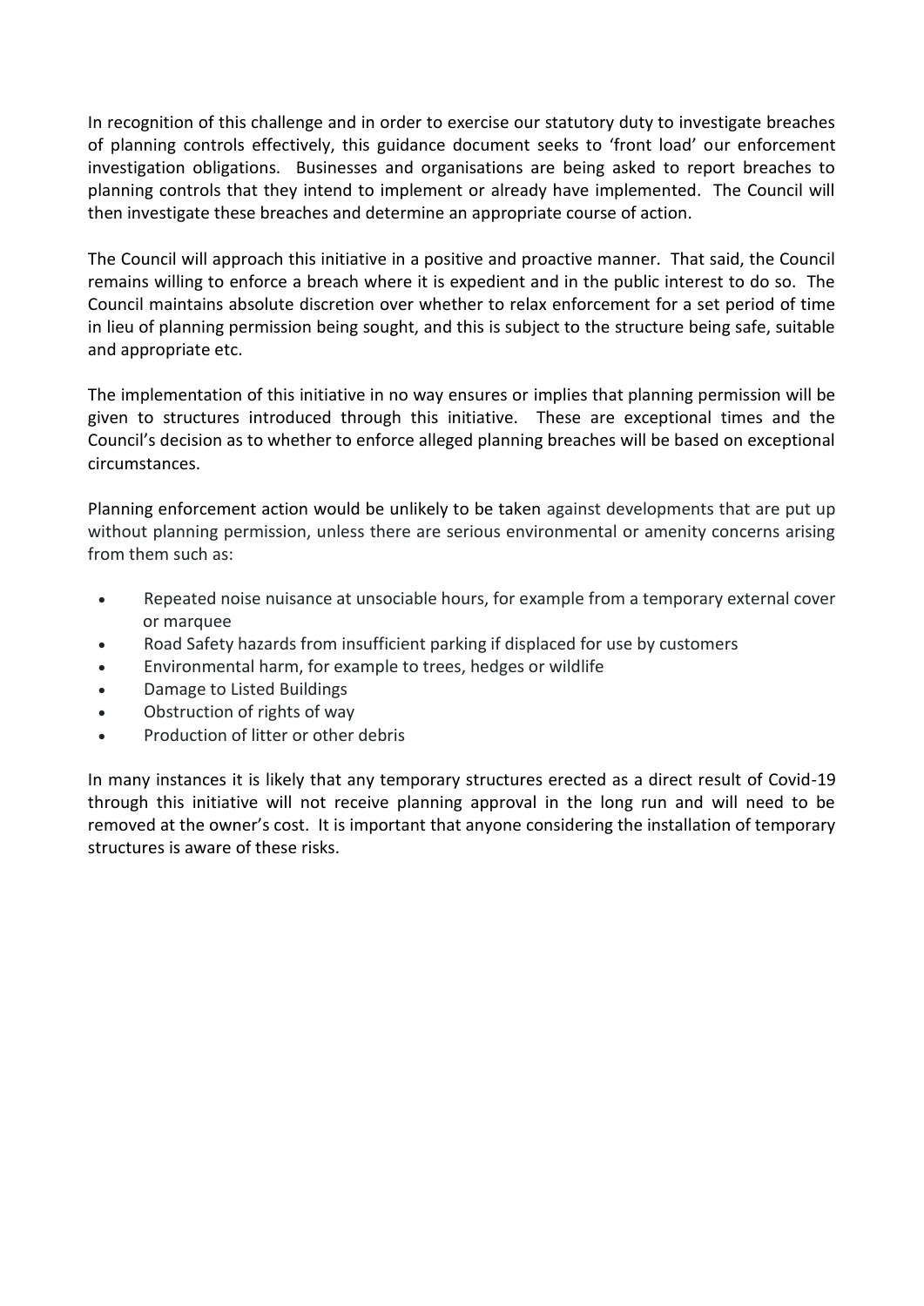In recognition of this challenge and in order to exercise our statutory duty to investigate breaches of planning controls effectively, this guidance document seeks to 'front load' our enforcement investigation obligations. Businesses and organisations are being asked to report breaches to planning controls that they intend to implement or already have implemented. The Council will then investigate these breaches and determine an appropriate course of action.

The Council will approach this initiative in a positive and proactive manner. That said, the Council remains willing to enforce a breach where it is expedient and in the public interest to do so. The Council maintains absolute discretion over whether to relax enforcement for a set period of time in lieu of planning permission being sought, and this is subject to the structure being safe, suitable and appropriate etc.

The implementation of this initiative in no way ensures or implies that planning permission will be given to structures introduced through this initiative. These are exceptional times and the Council's decision as to whether to enforce alleged planning breaches will be based on exceptional circumstances.

Planning enforcement action would be unlikely to be taken against developments that are put up without planning permission, unless there are serious environmental or amenity concerns arising from them such as:

- Repeated noise nuisance at unsociable hours, for example from a temporary external cover or marquee
- Road Safety hazards from insufficient parking if displaced for use by customers
- Environmental harm, for example to trees, hedges or wildlife
- Damage to Listed Buildings
- Obstruction of rights of way
- Production of litter or other debris

In many instances it is likely that any temporary structures erected as a direct result of Covid-19 through this initiative will not receive planning approval in the long run and will need to be removed at the owner's cost. It is important that anyone considering the installation of temporary structures is aware of these risks.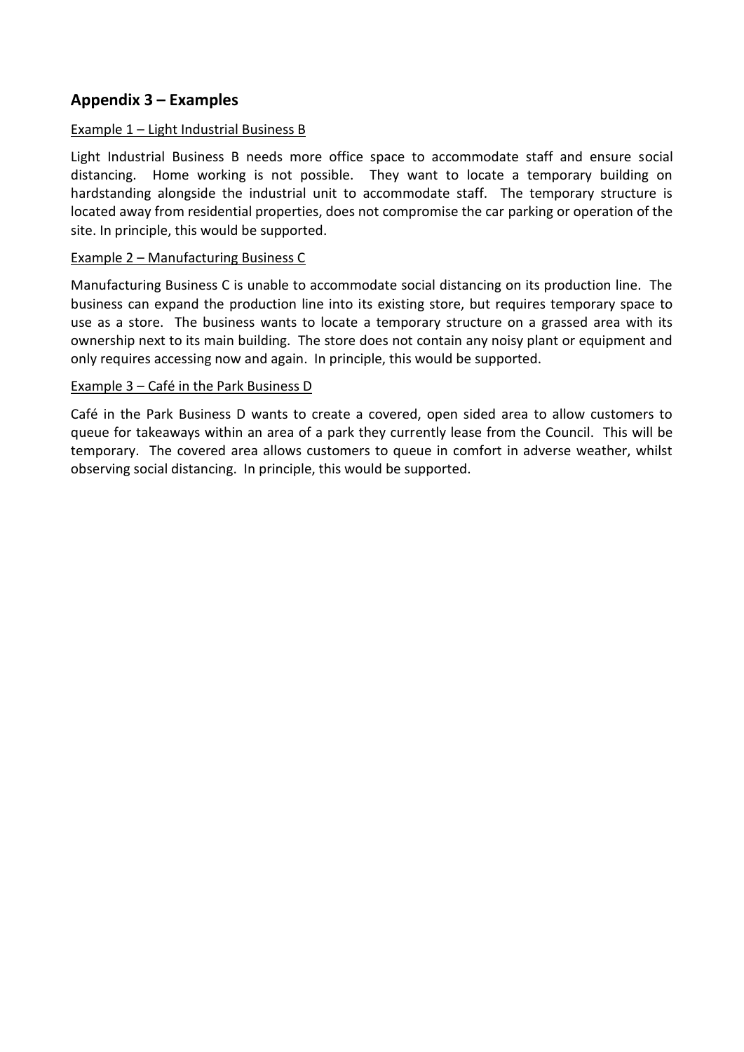## Appendix 3 – Examples

Example 1 – Light Industrial Business B

Light Industrial Business B needs more office space to accommodate staff and ensure social distancing. Home working is not possible. They want to locate a temporary building on hardstanding alongside the industrial unit to accommodate staff. The temporary structure is located away from residential properties, does not compromise the car parking or operation of the site. In principle, this would be supported.

Example 2 – Manufacturing Business C

Manufacturing Business C is unable to accommodate social distancing on its production line. The business can expand the production line into its existing store, but requires temporary space to use as a store. The business wants to locate a temporary structure on a grassed area with its ownership next to its main building. The store does not contain any noisy plant or equipment and only requires accessing now and again. In principle, this would be supported.

Example 3 – Café in the Park Business D

Café in the Park Business D wants to create a covered, open sided area to allow customers to queue for takeaways within an area of a park they currently lease from the Council. This will be temporary. The covered area allows customers to queue in comfort in adverse weather, whilst observing social distancing. In principle, this would be supported.